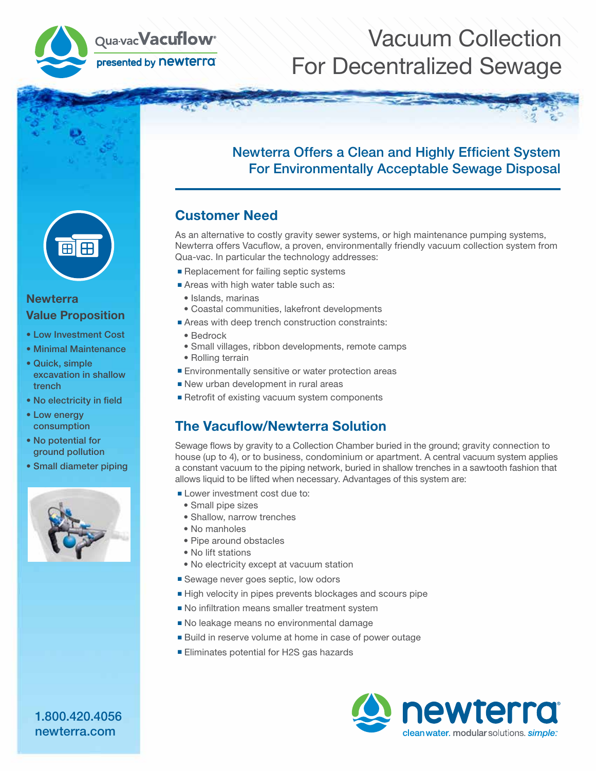Qua-vac **Vacuflow**®
presented by newterra

# Vacuum Collection For Decentralized Sewage

## Newterra Offers a Clean and Highly Efficient System For Environmentally Acceptable Sewage Disposal

## Customer Need

As an alternative to costly gravity sewer systems, or high maintenance pumping systems, Newterra offers Vacuflow, a proven, environmentally friendly vacuum collection system from Qua-vac. In particular the technology addresses:

- Replacement for failing septic systems
- Areas with high water table such as:
  - Islands, marinas
  - Coastal communities, lakefront developments
- Areas with deep trench construction constraints:
  - Bedrock
  - Small villages, ribbon developments, remote camps
  - Rolling terrain
- Environmentally sensitive or water protection areas
- New urban development in rural areas
- Retrofit of existing vacuum system components

## The Vacuflow/Newterra Solution

Sewage flows by gravity to a Collection Chamber buried in the ground; gravity connection to house (up to 4), or to business, condominium or apartment. A central vacuum system applies a constant vacuum to the piping network, buried in shallow trenches in a sawtooth fashion that allows liquid to be lifted when necessary. Advantages of this system are:

- Lower investment cost due to:
  - Small pipe sizes
  - Shallow, narrow trenches
  - No manholes
  - Pipe around obstacles
  - No lift stations
  - No electricity except at vacuum station
- Sewage never goes septic, low odors
- High velocity in pipes prevents blockages and scours pipe
- No infiltration means smaller treatment system
- No leakage means no environmental damage
- Build in reserve volume at home in case of power outage
- Eliminates potential for $H_2S$ gas hazards

### Newterra Value Proposition

- Low Investment Cost
- Minimal Maintenance
- Quick, simple excavation in shallow trench
- No electricity in field
- Low energy consumption
- No potential for ground pollution
- Small diameter piping

1.800.420.4056
newterra.com

newterra®
clean water. modular solutions. *simple.*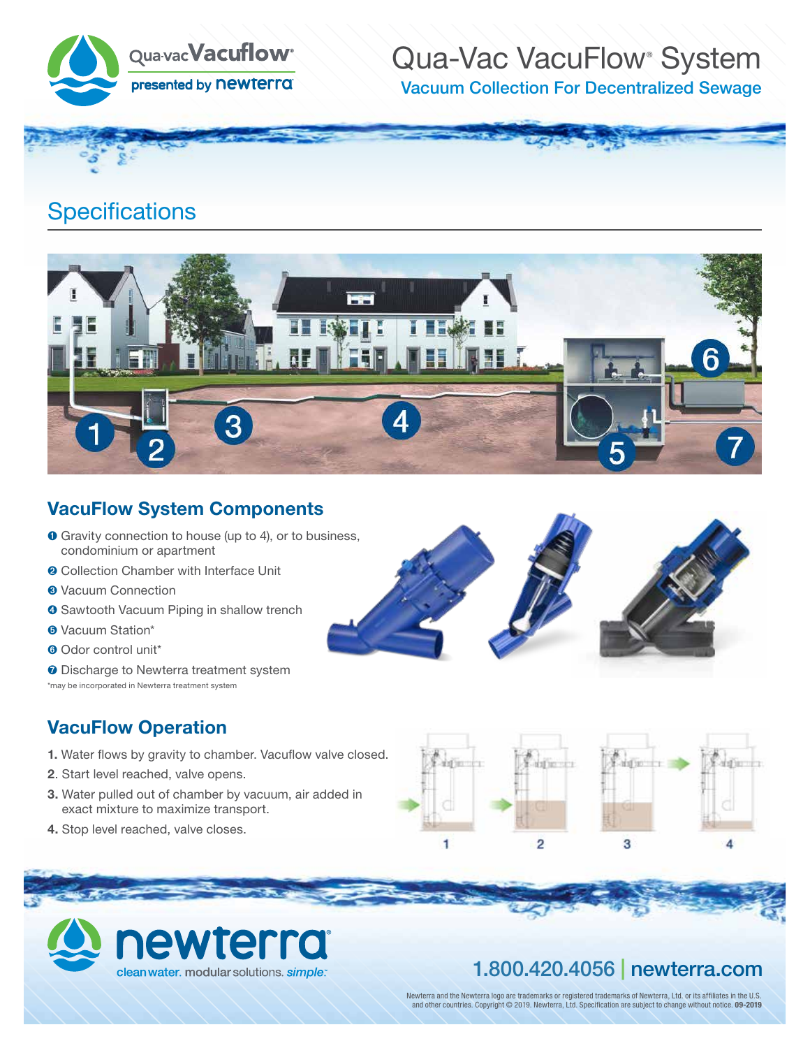Qua-vac Vacuflow® presented by newterra

# Qua-Vac VacuFlow® System

Vacuum Collection For Decentralized Sewage

## Specifications

### VacuFlow System Components

1. Gravity connection to house (up to 4), or to business, condominium or apartment
2. Collection Chamber with Interface Unit
3. Vacuum Connection
4. Sawtooth Vacuum Piping in shallow trench
5. Vacuum Station*
6. Odor control unit*
7. Discharge to Newterra treatment system

*may be incorporated in Newterra treatment system

### VacuFlow Operation

1. Water flows by gravity to chamber. Vacuflow valve closed.
2. Start level reached, valve opens.
3. Water pulled out of chamber by vacuum, air added in exact mixture to maximize transport.
4. Stop level reached, valve closes.

1 2 3 4

newterra® clean water. modular solutions. *simple*.

1.800.420.4056 | newterra.com

Newterra and the Newterra logo are trademarks or registered trademarks of Newterra, Ltd. or its affiliates in the U.S. and other countries. Copyright © 2019. Newterra, Ltd. Specification are subject to change without notice. **09-2019**